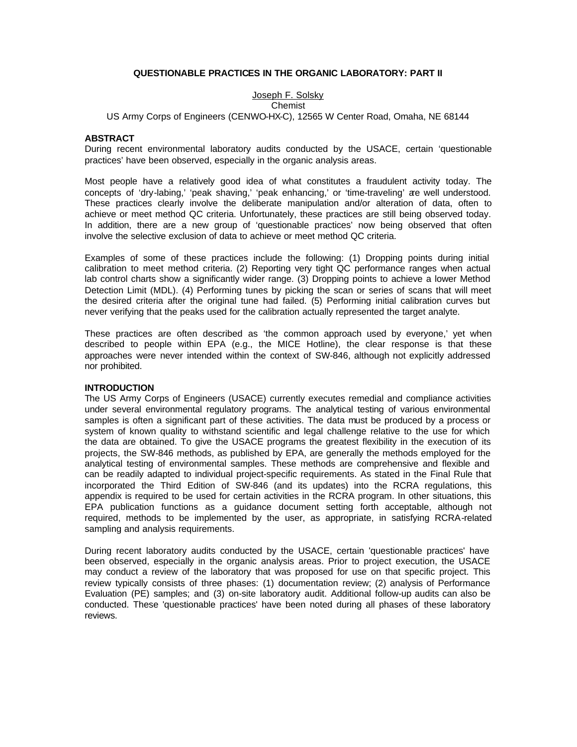# QUESTIONABLE PRACTICES IN THE ORGANIC LABORATORY: PART II

Joseph F. Solsky
Chemist
US Army Corps of Engineers (CENWO-HX-C), 12565 W Center Road, Omaha, NE 68144

## ABSTRACT

During recent environmental laboratory audits conducted by the USACE, certain 'questionable practices' have been observed, especially in the organic analysis areas.

Most people have a relatively good idea of what constitutes a fraudulent activity today. The concepts of 'dry-labing,' 'peak shaving,' 'peak enhancing,' or 'time-traveling' are well understood. These practices clearly involve the deliberate manipulation and/or alteration of data, often to achieve or meet method QC criteria. Unfortunately, these practices are still being observed today. In addition, there are a new group of 'questionable practices' now being observed that often involve the selective exclusion of data to achieve or meet method QC criteria.

Examples of some of these practices include the following: (1) Dropping points during initial calibration to meet method criteria. (2) Reporting very tight QC performance ranges when actual lab control charts show a significantly wider range. (3) Dropping points to achieve a lower Method Detection Limit (MDL). (4) Performing tunes by picking the scan or series of scans that will meet the desired criteria after the original tune had failed. (5) Performing initial calibration curves but never verifying that the peaks used for the calibration actually represented the target analyte.

These practices are often described as 'the common approach used by everyone,' yet when described to people within EPA (e.g., the MICE Hotline), the clear response is that these approaches were never intended within the context of SW-846, although not explicitly addressed nor prohibited.

## INTRODUCTION

The US Army Corps of Engineers (USACE) currently executes remedial and compliance activities under several environmental regulatory programs. The analytical testing of various environmental samples is often a significant part of these activities. The data must be produced by a process or system of known quality to withstand scientific and legal challenge relative to the use for which the data are obtained. To give the USACE programs the greatest flexibility in the execution of its projects, the SW-846 methods, as published by EPA, are generally the methods employed for the analytical testing of environmental samples. These methods are comprehensive and flexible and can be readily adapted to individual project-specific requirements. As stated in the Final Rule that incorporated the Third Edition of SW-846 (and its updates) into the RCRA regulations, this appendix is required to be used for certain activities in the RCRA program. In other situations, this EPA publication functions as a guidance document setting forth acceptable, although not required, methods to be implemented by the user, as appropriate, in satisfying RCRA-related sampling and analysis requirements.

During recent laboratory audits conducted by the USACE, certain 'questionable practices' have been observed, especially in the organic analysis areas. Prior to project execution, the USACE may conduct a review of the laboratory that was proposed for use on that specific project. This review typically consists of three phases: (1) documentation review; (2) analysis of Performance Evaluation (PE) samples; and (3) on-site laboratory audit. Additional follow-up audits can also be conducted. These 'questionable practices' have been noted during all phases of these laboratory reviews.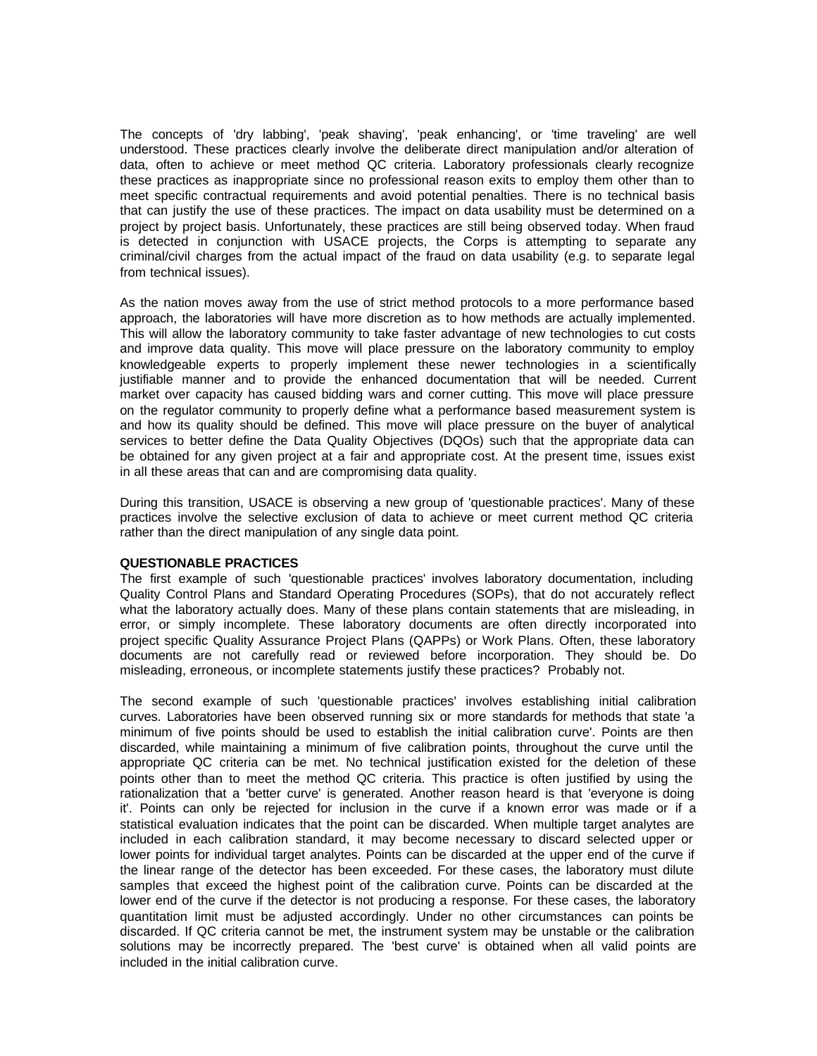The concepts of 'dry labbing', 'peak shaving', 'peak enhancing', or 'time traveling' are well understood. These practices clearly involve the deliberate direct manipulation and/or alteration of data, often to achieve or meet method QC criteria. Laboratory professionals clearly recognize these practices as inappropriate since no professional reason exits to employ them other than to meet specific contractual requirements and avoid potential penalties. There is no technical basis that can justify the use of these practices. The impact on data usability must be determined on a project by project basis. Unfortunately, these practices are still being observed today. When fraud is detected in conjunction with USACE projects, the Corps is attempting to separate any criminal/civil charges from the actual impact of the fraud on data usability (e.g. to separate legal from technical issues).

As the nation moves away from the use of strict method protocols to a more performance based approach, the laboratories will have more discretion as to how methods are actually implemented. This will allow the laboratory community to take faster advantage of new technologies to cut costs and improve data quality. This move will place pressure on the laboratory community to employ knowledgeable experts to properly implement these newer technologies in a scientifically justifiable manner and to provide the enhanced documentation that will be needed. Current market over capacity has caused bidding wars and corner cutting. This move will place pressure on the regulator community to properly define what a performance based measurement system is and how its quality should be defined. This move will place pressure on the buyer of analytical services to better define the Data Quality Objectives (DQOs) such that the appropriate data can be obtained for any given project at a fair and appropriate cost. At the present time, issues exist in all these areas that can and are compromising data quality.

During this transition, USACE is observing a new group of 'questionable practices'. Many of these practices involve the selective exclusion of data to achieve or meet current method QC criteria rather than the direct manipulation of any single data point.

**QUESTIONABLE PRACTICES**

The first example of such 'questionable practices' involves laboratory documentation, including Quality Control Plans and Standard Operating Procedures (SOPs), that do not accurately reflect what the laboratory actually does. Many of these plans contain statements that are misleading, in error, or simply incomplete. These laboratory documents are often directly incorporated into project specific Quality Assurance Project Plans (QAPPs) or Work Plans. Often, these laboratory documents are not carefully read or reviewed before incorporation. They should be. Do misleading, erroneous, or incomplete statements justify these practices? Probably not.

The second example of such 'questionable practices' involves establishing initial calibration curves. Laboratories have been observed running six or more standards for methods that state 'a minimum of five points should be used to establish the initial calibration curve'. Points are then discarded, while maintaining a minimum of five calibration points, throughout the curve until the appropriate QC criteria can be met. No technical justification existed for the deletion of these points other than to meet the method QC criteria. This practice is often justified by using the rationalization that a 'better curve' is generated. Another reason heard is that 'everyone is doing it'. Points can only be rejected for inclusion in the curve if a known error was made or if a statistical evaluation indicates that the point can be discarded. When multiple target analytes are included in each calibration standard, it may become necessary to discard selected upper or lower points for individual target analytes. Points can be discarded at the upper end of the curve if the linear range of the detector has been exceeded. For these cases, the laboratory must dilute samples that exceed the highest point of the calibration curve. Points can be discarded at the lower end of the curve if the detector is not producing a response. For these cases, the laboratory quantitation limit must be adjusted accordingly. Under no other circumstances can points be discarded. If QC criteria cannot be met, the instrument system may be unstable or the calibration solutions may be incorrectly prepared. The 'best curve' is obtained when all valid points are included in the initial calibration curve.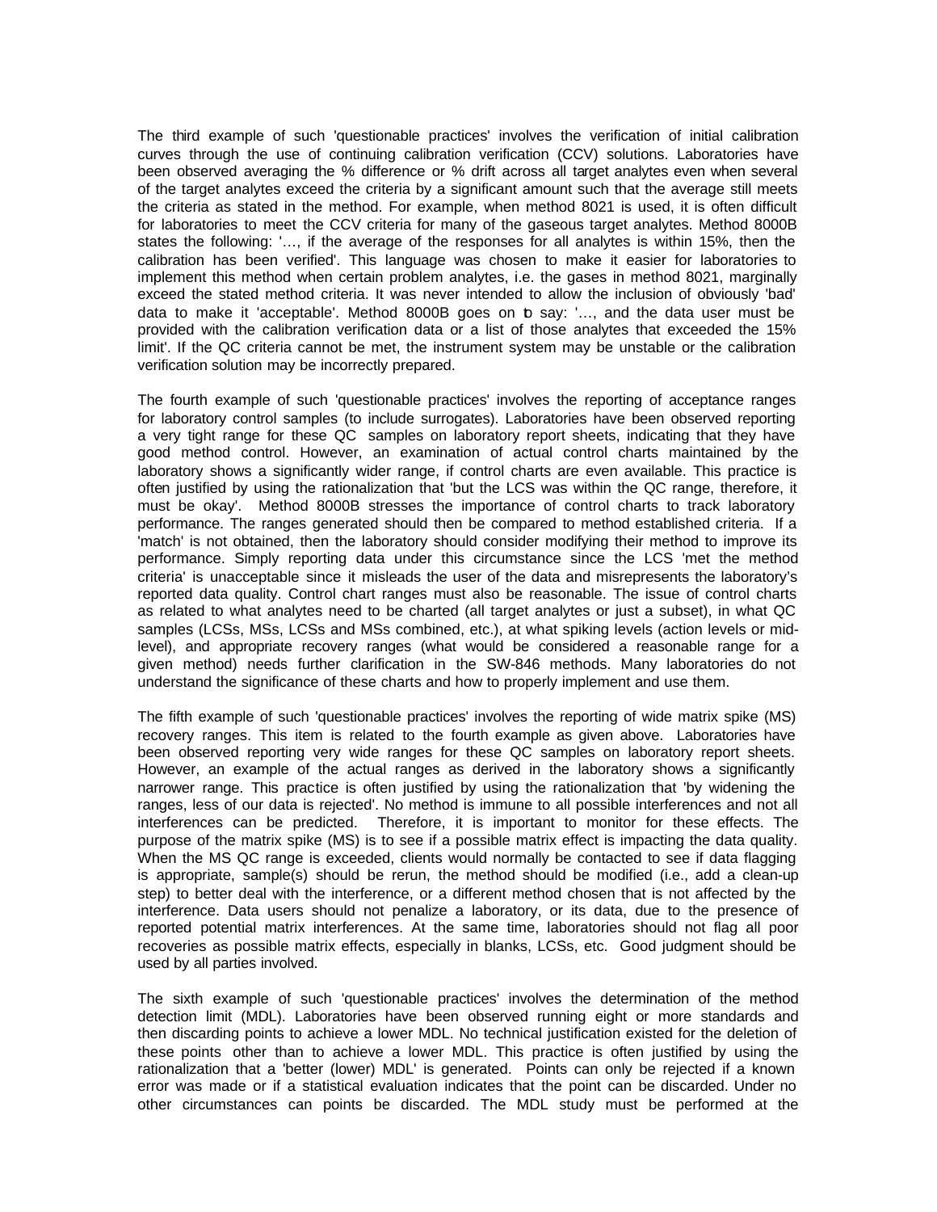The third example of such 'questionable practices' involves the verification of initial calibration curves through the use of continuing calibration verification (CCV) solutions. Laboratories have been observed averaging the % difference or % drift across all target analytes even when several of the target analytes exceed the criteria by a significant amount such that the average still meets the criteria as stated in the method. For example, when method 8021 is used, it is often difficult for laboratories to meet the CCV criteria for many of the gaseous target analytes. Method 8000B states the following: '…, if the average of the responses for all analytes is within 15%, then the calibration has been verified'. This language was chosen to make it easier for laboratories to implement this method when certain problem analytes, i.e. the gases in method 8021, marginally exceed the stated method criteria. It was never intended to allow the inclusion of obviously 'bad' data to make it 'acceptable'. Method 8000B goes on to say: '…, and the data user must be provided with the calibration verification data or a list of those analytes that exceeded the 15% limit'. If the QC criteria cannot be met, the instrument system may be unstable or the calibration verification solution may be incorrectly prepared.

The fourth example of such 'questionable practices' involves the reporting of acceptance ranges for laboratory control samples (to include surrogates). Laboratories have been observed reporting a very tight range for these QC samples on laboratory report sheets, indicating that they have good method control. However, an examination of actual control charts maintained by the laboratory shows a significantly wider range, if control charts are even available. This practice is often justified by using the rationalization that 'but the LCS was within the QC range, therefore, it must be okay'. Method 8000B stresses the importance of control charts to track laboratory performance. The ranges generated should then be compared to method established criteria. If a 'match' is not obtained, then the laboratory should consider modifying their method to improve its performance. Simply reporting data under this circumstance since the LCS 'met the method criteria' is unacceptable since it misleads the user of the data and misrepresents the laboratory's reported data quality. Control chart ranges must also be reasonable. The issue of control charts as related to what analytes need to be charted (all target analytes or just a subset), in what QC samples (LCSs, MSs, LCSs and MSs combined, etc.), at what spiking levels (action levels or mid-level), and appropriate recovery ranges (what would be considered a reasonable range for a given method) needs further clarification in the SW-846 methods. Many laboratories do not understand the significance of these charts and how to properly implement and use them.

The fifth example of such 'questionable practices' involves the reporting of wide matrix spike (MS) recovery ranges. This item is related to the fourth example as given above. Laboratories have been observed reporting very wide ranges for these QC samples on laboratory report sheets. However, an example of the actual ranges as derived in the laboratory shows a significantly narrower range. This practice is often justified by using the rationalization that 'by widening the ranges, less of our data is rejected'. No method is immune to all possible interferences and not all interferences can be predicted. Therefore, it is important to monitor for these effects. The purpose of the matrix spike (MS) is to see if a possible matrix effect is impacting the data quality. When the MS QC range is exceeded, clients would normally be contacted to see if data flagging is appropriate, sample(s) should be rerun, the method should be modified (i.e., add a clean-up step) to better deal with the interference, or a different method chosen that is not affected by the interference. Data users should not penalize a laboratory, or its data, due to the presence of reported potential matrix interferences. At the same time, laboratories should not flag all poor recoveries as possible matrix effects, especially in blanks, LCSs, etc. Good judgment should be used by all parties involved.

The sixth example of such 'questionable practices' involves the determination of the method detection limit (MDL). Laboratories have been observed running eight or more standards and then discarding points to achieve a lower MDL. No technical justification existed for the deletion of these points other than to achieve a lower MDL. This practice is often justified by using the rationalization that a 'better (lower) MDL' is generated. Points can only be rejected if a known error was made or if a statistical evaluation indicates that the point can be discarded. Under no other circumstances can points be discarded. The MDL study must be performed at the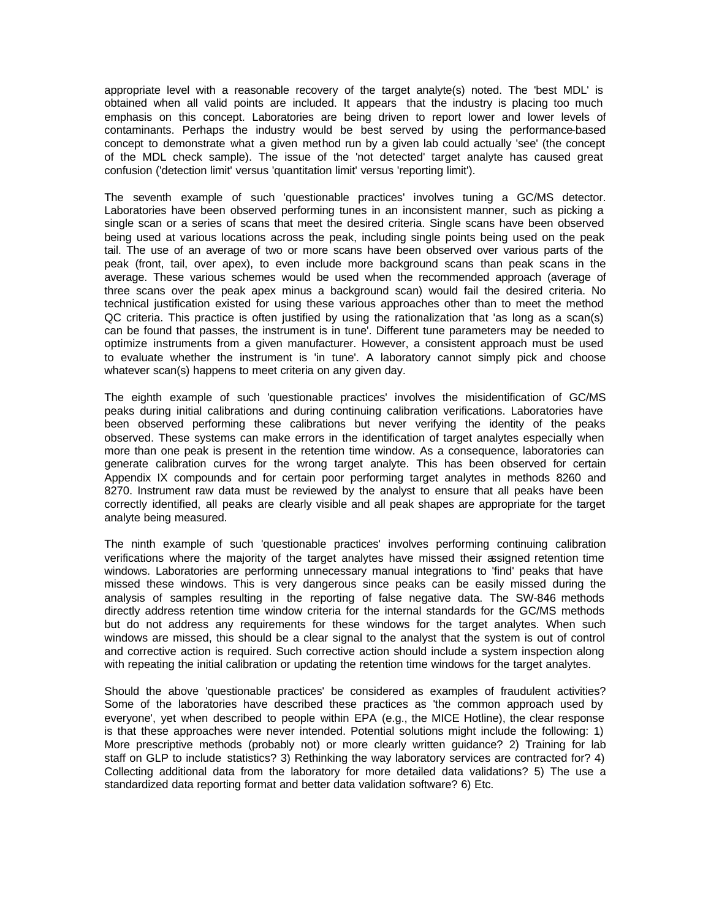appropriate level with a reasonable recovery of the target analyte(s) noted. The 'best MDL' is obtained when all valid points are included. It appears that the industry is placing too much emphasis on this concept. Laboratories are being driven to report lower and lower levels of contaminants. Perhaps the industry would be best served by using the performance-based concept to demonstrate what a given method run by a given lab could actually 'see' (the concept of the MDL check sample). The issue of the 'not detected' target analyte has caused great confusion ('detection limit' versus 'quantitation limit' versus 'reporting limit').

The seventh example of such 'questionable practices' involves tuning a GC/MS detector. Laboratories have been observed performing tunes in an inconsistent manner, such as picking a single scan or a series of scans that meet the desired criteria. Single scans have been observed being used at various locations across the peak, including single points being used on the peak tail. The use of an average of two or more scans have been observed over various parts of the peak (front, tail, over apex), to even include more background scans than peak scans in the average. These various schemes would be used when the recommended approach (average of three scans over the peak apex minus a background scan) would fail the desired criteria. No technical justification existed for using these various approaches other than to meet the method QC criteria. This practice is often justified by using the rationalization that 'as long as a scan(s) can be found that passes, the instrument is in tune'. Different tune parameters may be needed to optimize instruments from a given manufacturer. However, a consistent approach must be used to evaluate whether the instrument is 'in tune'. A laboratory cannot simply pick and choose whatever scan(s) happens to meet criteria on any given day.

The eighth example of such 'questionable practices' involves the misidentification of GC/MS peaks during initial calibrations and during continuing calibration verifications. Laboratories have been observed performing these calibrations but never verifying the identity of the peaks observed. These systems can make errors in the identification of target analytes especially when more than one peak is present in the retention time window. As a consequence, laboratories can generate calibration curves for the wrong target analyte. This has been observed for certain Appendix IX compounds and for certain poor performing target analytes in methods 8260 and 8270. Instrument raw data must be reviewed by the analyst to ensure that all peaks have been correctly identified, all peaks are clearly visible and all peak shapes are appropriate for the target analyte being measured.

The ninth example of such 'questionable practices' involves performing continuing calibration verifications where the majority of the target analytes have missed their assigned retention time windows. Laboratories are performing unnecessary manual integrations to 'find' peaks that have missed these windows. This is very dangerous since peaks can be easily missed during the analysis of samples resulting in the reporting of false negative data. The SW-846 methods directly address retention time window criteria for the internal standards for the GC/MS methods but do not address any requirements for these windows for the target analytes. When such windows are missed, this should be a clear signal to the analyst that the system is out of control and corrective action is required. Such corrective action should include a system inspection along with repeating the initial calibration or updating the retention time windows for the target analytes.

Should the above 'questionable practices' be considered as examples of fraudulent activities? Some of the laboratories have described these practices as 'the common approach used by everyone', yet when described to people within EPA (e.g., the MICE Hotline), the clear response is that these approaches were never intended. Potential solutions might include the following: 1) More prescriptive methods (probably not) or more clearly written guidance? 2) Training for lab staff on GLP to include statistics? 3) Rethinking the way laboratory services are contracted for? 4) Collecting additional data from the laboratory for more detailed data validations? 5) The use a standardized data reporting format and better data validation software? 6) Etc.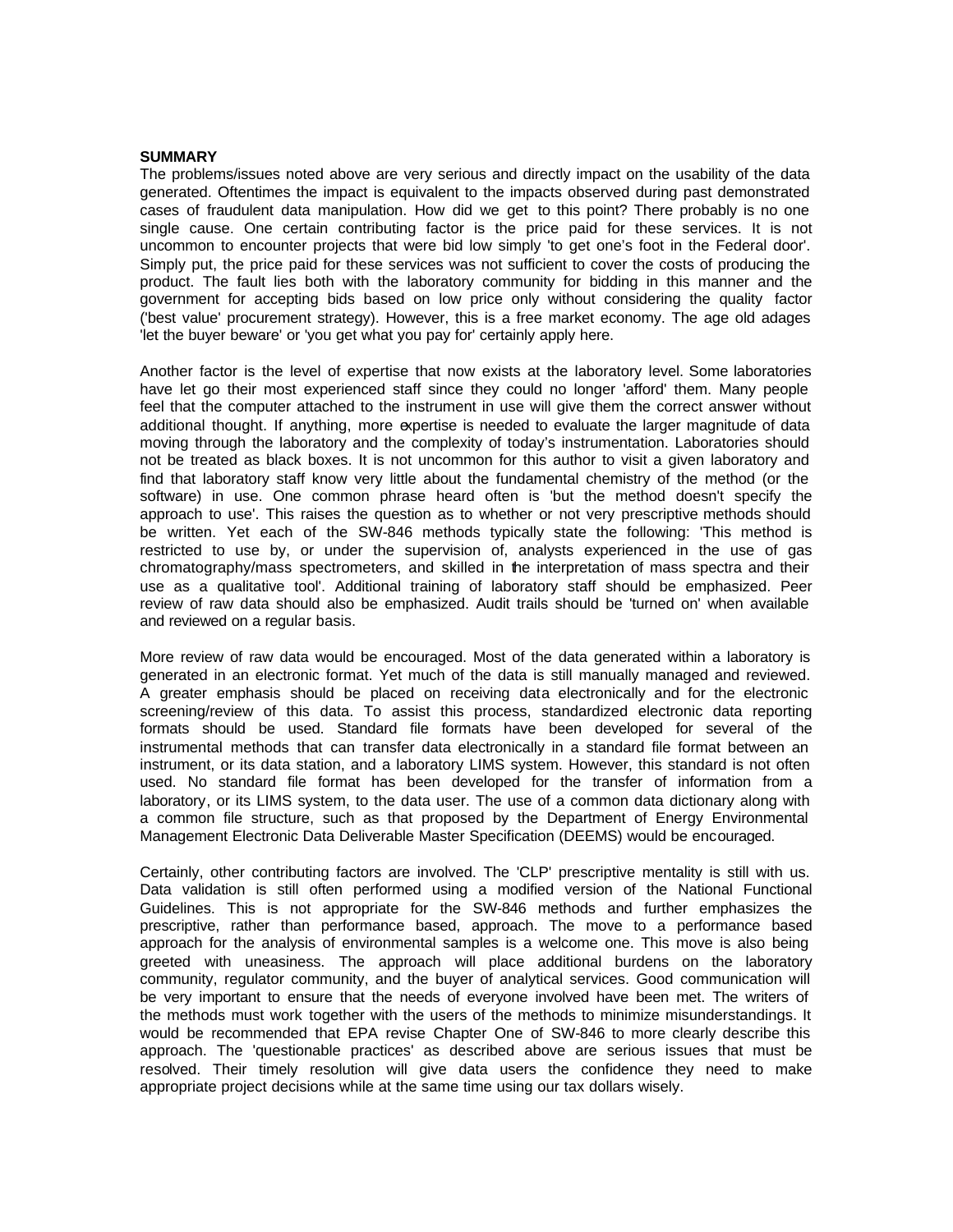**SUMMARY**

The problems/issues noted above are very serious and directly impact on the usability of the data generated. Oftentimes the impact is equivalent to the impacts observed during past demonstrated cases of fraudulent data manipulation. How did we get to this point? There probably is no one single cause. One certain contributing factor is the price paid for these services. It is not uncommon to encounter projects that were bid low simply 'to get one's foot in the Federal door'. Simply put, the price paid for these services was not sufficient to cover the costs of producing the product. The fault lies both with the laboratory community for bidding in this manner and the government for accepting bids based on low price only without considering the quality factor ('best value' procurement strategy). However, this is a free market economy. The age old adages 'let the buyer beware' or 'you get what you pay for' certainly apply here.

Another factor is the level of expertise that now exists at the laboratory level. Some laboratories have let go their most experienced staff since they could no longer 'afford' them. Many people feel that the computer attached to the instrument in use will give them the correct answer without additional thought. If anything, more expertise is needed to evaluate the larger magnitude of data moving through the laboratory and the complexity of today's instrumentation. Laboratories should not be treated as black boxes. It is not uncommon for this author to visit a given laboratory and find that laboratory staff know very little about the fundamental chemistry of the method (or the software) in use. One common phrase heard often is 'but the method doesn't specify the approach to use'. This raises the question as to whether or not very prescriptive methods should be written. Yet each of the SW-846 methods typically state the following: 'This method is restricted to use by, or under the supervision of, analysts experienced in the use of gas chromatography/mass spectrometers, and skilled in the interpretation of mass spectra and their use as a qualitative tool'. Additional training of laboratory staff should be emphasized. Peer review of raw data should also be emphasized. Audit trails should be 'turned on' when available and reviewed on a regular basis.

More review of raw data would be encouraged. Most of the data generated within a laboratory is generated in an electronic format. Yet much of the data is still manually managed and reviewed. A greater emphasis should be placed on receiving data electronically and for the electronic screening/review of this data. To assist this process, standardized electronic data reporting formats should be used. Standard file formats have been developed for several of the instrumental methods that can transfer data electronically in a standard file format between an instrument, or its data station, and a laboratory LIMS system. However, this standard is not often used. No standard file format has been developed for the transfer of information from a laboratory, or its LIMS system, to the data user. The use of a common data dictionary along with a common file structure, such as that proposed by the Department of Energy Environmental Management Electronic Data Deliverable Master Specification (DEEMS) would be encouraged.

Certainly, other contributing factors are involved. The 'CLP' prescriptive mentality is still with us. Data validation is still often performed using a modified version of the National Functional Guidelines. This is not appropriate for the SW-846 methods and further emphasizes the prescriptive, rather than performance based, approach. The move to a performance based approach for the analysis of environmental samples is a welcome one. This move is also being greeted with uneasiness. The approach will place additional burdens on the laboratory community, regulator community, and the buyer of analytical services. Good communication will be very important to ensure that the needs of everyone involved have been met. The writers of the methods must work together with the users of the methods to minimize misunderstandings. It would be recommended that EPA revise Chapter One of SW-846 to more clearly describe this approach. The 'questionable practices' as described above are serious issues that must be resolved. Their timely resolution will give data users the confidence they need to make appropriate project decisions while at the same time using our tax dollars wisely.